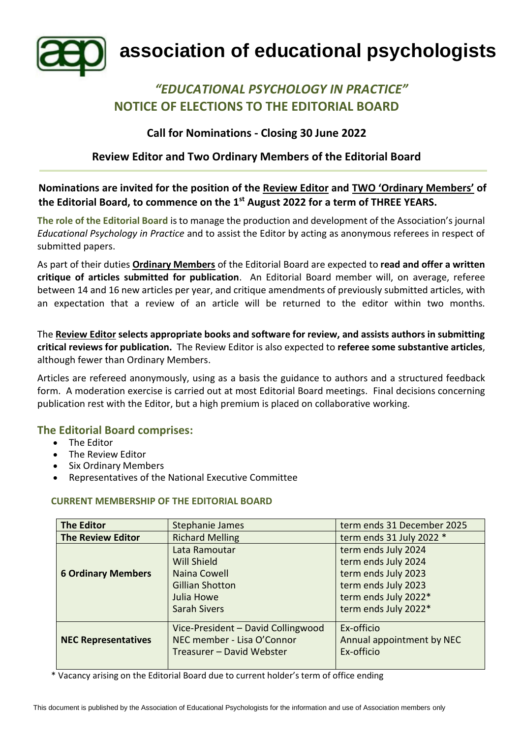# association of educational psychologists

## *"EDUCATIONAL PSYCHOLOGY IN PRACTICE"*
## NOTICE OF ELECTIONS TO THE EDITORIAL BOARD

### Call for Nominations - Closing 30 June 2022

### Review Editor and Two Ordinary Members of the Editorial Board

**Nominations are invited for the position of the Review Editor and TWO 'Ordinary Members' of the Editorial Board, to commence on the 1st August 2022 for a term of THREE YEARS.**

**The role of the Editorial Board** is to manage the production and development of the Association's journal *Educational Psychology in Practice* and to assist the Editor by acting as anonymous referees in respect of submitted papers.

As part of their duties **Ordinary Members** of the Editorial Board are expected to **read and offer a written critique of articles submitted for publication**. An Editorial Board member will, on average, referee between 14 and 16 new articles per year, and critique amendments of previously submitted articles, with an expectation that a review of an article will be returned to the editor within two months.

The **Review Editor selects appropriate books and software for review, and assists authors in submitting critical reviews for publication.** The Review Editor is also expected to **referee some substantive articles**, although fewer than Ordinary Members.

Articles are refereed anonymously, using as a basis the guidance to authors and a structured feedback form. A moderation exercise is carried out at most Editorial Board meetings. Final decisions concerning publication rest with the Editor, but a high premium is placed on collaborative working.

## The Editorial Board comprises:

- The Editor
- The Review Editor
- Six Ordinary Members
- Representatives of the National Executive Committee

**CURRENT MEMBERSHIP OF THE EDITORIAL BOARD**

| | | |
|---|---|---|
| **The Editor** | Stephanie James | term ends 31 December 2025 |
| **The Review Editor** | Richard Melling | term ends 31 July 2022 * |
| **6 Ordinary Members** | Lata Ramoutar | term ends July 2024 |
| | Will Shield | term ends July 2024 |
| | Naina Cowell | term ends July 2023 |
| | Gillian Shotton | term ends July 2023 |
| | Julia Howe | term ends July 2022* |
| | Sarah Sivers | term ends July 2022* |
| **NEC Representatives** | Vice-President – David Collingwood | Ex-officio |
| | NEC member - Lisa O'Connor | Annual appointment by NEC |
| | Treasurer – David Webster | Ex-officio |

\* Vacancy arising on the Editorial Board due to current holder's term of office ending

This document is published by the Association of Educational Psychologists for the information and use of Association members only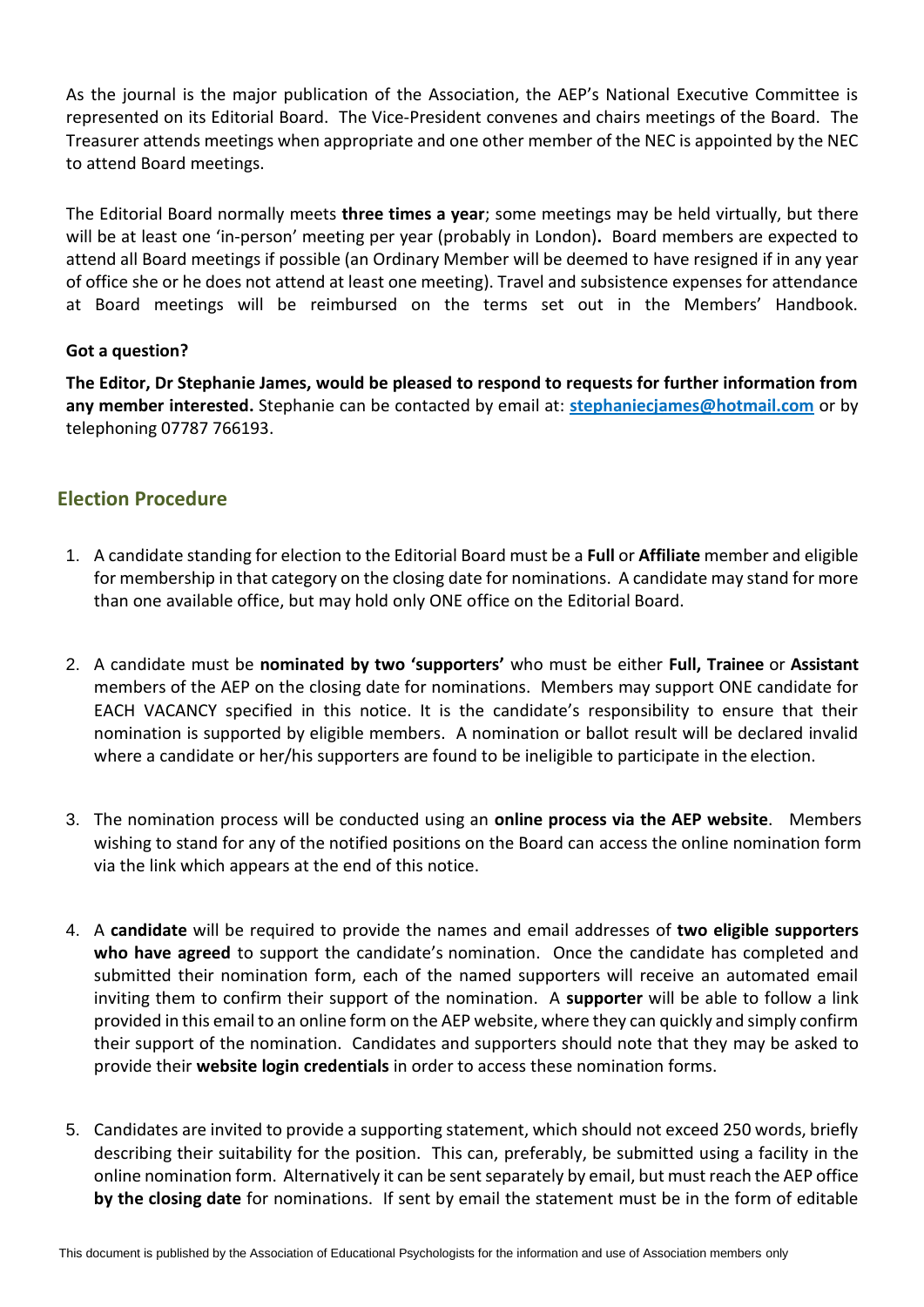As the journal is the major publication of the Association, the AEP's National Executive Committee is represented on its Editorial Board. The Vice-President convenes and chairs meetings of the Board. The Treasurer attends meetings when appropriate and one other member of the NEC is appointed by the NEC to attend Board meetings.

The Editorial Board normally meets **three times a year**; some meetings may be held virtually, but there will be at least one 'in-person' meeting per year (probably in London)**.** Board members are expected to attend all Board meetings if possible (an Ordinary Member will be deemed to have resigned if in any year of office she or he does not attend at least one meeting). Travel and subsistence expenses for attendance at Board meetings will be reimbursed on the terms set out in the Members' Handbook.

**Got a question?**

**The Editor, Dr Stephanie James, would be pleased to respond to requests for further information from any member interested.** Stephanie can be contacted by email at: **stephaniecjames@hotmail.com** or by telephoning 07787 766193.

## Election Procedure

1. A candidate standing for election to the Editorial Board must be a **Full** or **Affiliate** member and eligible for membership in that category on the closing date for nominations. A candidate may stand for more than one available office, but may hold only ONE office on the Editorial Board.

2. A candidate must be **nominated by two 'supporters'** who must be either **Full, Trainee** or **Assistant** members of the AEP on the closing date for nominations. Members may support ONE candidate for EACH VACANCY specified in this notice. It is the candidate's responsibility to ensure that their nomination is supported by eligible members. A nomination or ballot result will be declared invalid where a candidate or her/his supporters are found to be ineligible to participate in the election.

3. The nomination process will be conducted using an **online process via the AEP website**. Members wishing to stand for any of the notified positions on the Board can access the online nomination form via the link which appears at the end of this notice.

4. A **candidate** will be required to provide the names and email addresses of **two eligible supporters who have agreed** to support the candidate's nomination. Once the candidate has completed and submitted their nomination form, each of the named supporters will receive an automated email inviting them to confirm their support of the nomination. A **supporter** will be able to follow a link provided in this email to an online form on the AEP website, where they can quickly and simply confirm their support of the nomination. Candidates and supporters should note that they may be asked to provide their **website login credentials** in order to access these nomination forms.

5. Candidates are invited to provide a supporting statement, which should not exceed 250 words, briefly describing their suitability for the position. This can, preferably, be submitted using a facility in the online nomination form. Alternatively it can be sent separately by email, but must reach the AEP office **by the closing date** for nominations. If sent by email the statement must be in the form of editable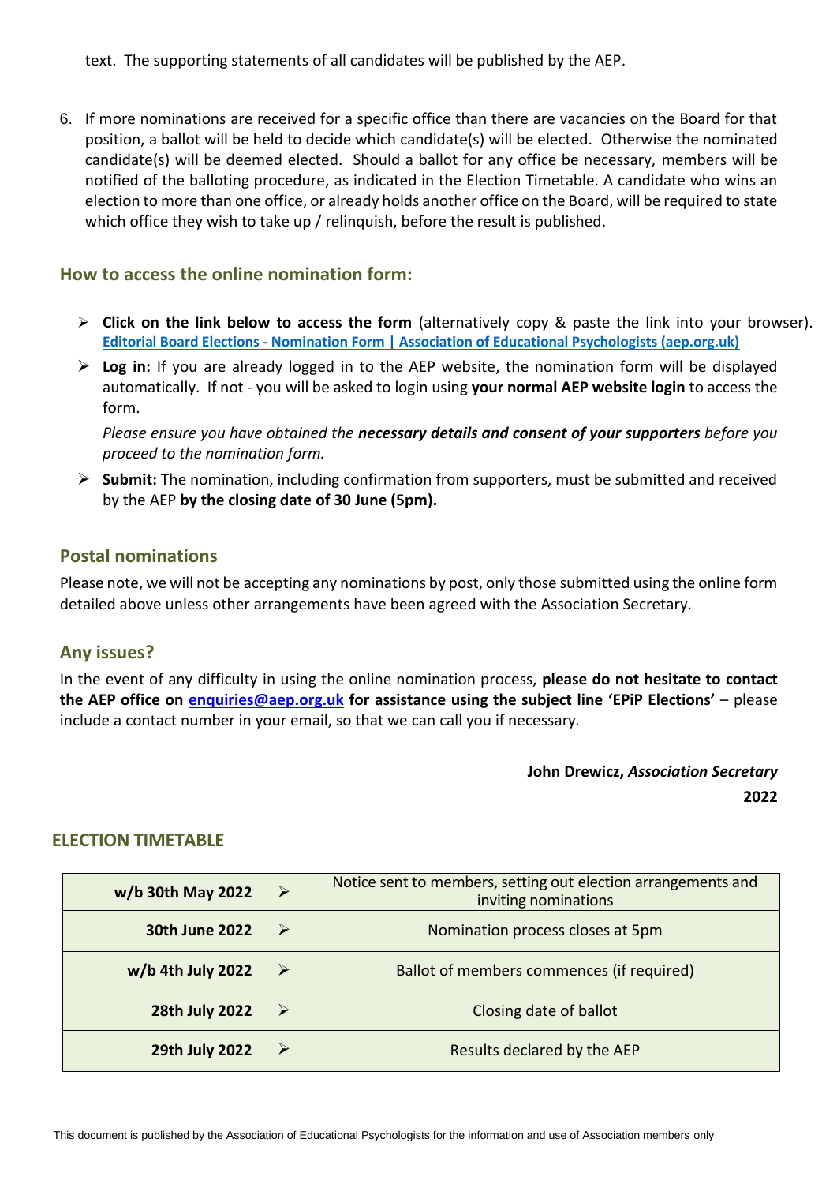text. The supporting statements of all candidates will be published by the AEP.

6. If more nominations are received for a specific office than there are vacancies on the Board for that position, a ballot will be held to decide which candidate(s) will be elected. Otherwise the nominated candidate(s) will be deemed elected. Should a ballot for any office be necessary, members will be notified of the balloting procedure, as indicated in the Election Timetable. A candidate who wins an election to more than one office, or already holds another office on the Board, will be required to state which office they wish to take up / relinquish, before the result is published.

## How to access the online nomination form:

- **Click on the link below to access the form** (alternatively copy & paste the link into your browser). **Editorial Board Elections - Nomination Form | Association of Educational Psychologists (aep.org.uk)**
- **Log in:** If you are already logged in to the AEP website, the nomination form will be displayed automatically. If not - you will be asked to login using **your normal AEP website login** to access the form.

  *Please ensure you have obtained the **necessary details and consent of your supporters** before you proceed to the nomination form.*
- **Submit:** The nomination, including confirmation from supporters, must be submitted and received by the AEP **by the closing date of 30 June (5pm).**

## Postal nominations

Please note, we will not be accepting any nominations by post, only those submitted using the online form detailed above unless other arrangements have been agreed with the Association Secretary.

## Any issues?

In the event of any difficulty in using the online nomination process, **please do not hesitate to contact the AEP office on enquiries@aep.org.uk for assistance using the subject line 'EPiP Elections'** – please include a contact number in your email, so that we can call you if necessary.

**John Drewicz, *Association Secretary***
**2022**

## ELECTION TIMETABLE

| | | |
|---|---|---|
| **w/b 30th May 2022** | ➢ | Notice sent to members, setting out election arrangements and inviting nominations |
| **30th June 2022** | ➢ | Nomination process closes at 5pm |
| **w/b 4th July 2022** | ➢ | Ballot of members commences (if required) |
| **28th July 2022** | ➢ | Closing date of ballot |
| **29th July 2022** | ➢ | Results declared by the AEP |

This document is published by the Association of Educational Psychologists for the information and use of Association members only